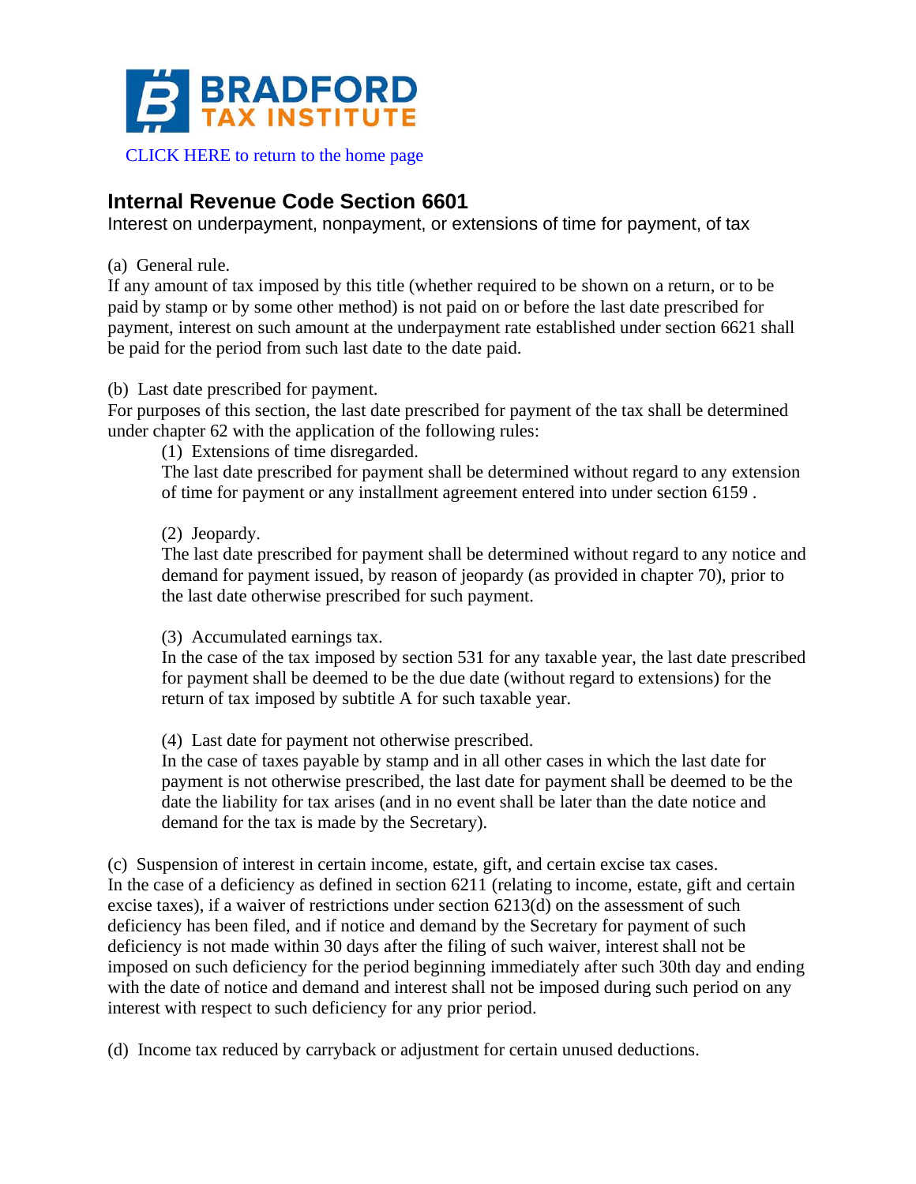BRADFORD TAX INSTITUTE

CLICK HERE to return to the home page

## Internal Revenue Code Section 6601

Interest on underpayment, nonpayment, or extensions of time for payment, of tax

(a) General rule.
If any amount of tax imposed by this title (whether required to be shown on a return, or to be paid by stamp or by some other method) is not paid on or before the last date prescribed for payment, interest on such amount at the underpayment rate established under section 6621 shall be paid for the period from such last date to the date paid.

(b) Last date prescribed for payment.
For purposes of this section, the last date prescribed for payment of the tax shall be determined under chapter 62 with the application of the following rules:

(1) Extensions of time disregarded.
The last date prescribed for payment shall be determined without regard to any extension of time for payment or any installment agreement entered into under section 6159 .

(2) Jeopardy.
The last date prescribed for payment shall be determined without regard to any notice and demand for payment issued, by reason of jeopardy (as provided in chapter 70), prior to the last date otherwise prescribed for such payment.

(3) Accumulated earnings tax.
In the case of the tax imposed by section 531 for any taxable year, the last date prescribed for payment shall be deemed to be the due date (without regard to extensions) for the return of tax imposed by subtitle A for such taxable year.

(4) Last date for payment not otherwise prescribed.
In the case of taxes payable by stamp and in all other cases in which the last date for payment is not otherwise prescribed, the last date for payment shall be deemed to be the date the liability for tax arises (and in no event shall be later than the date notice and demand for the tax is made by the Secretary).

(c) Suspension of interest in certain income, estate, gift, and certain excise tax cases.
In the case of a deficiency as defined in section 6211 (relating to income, estate, gift and certain excise taxes), if a waiver of restrictions under section 6213(d) on the assessment of such deficiency has been filed, and if notice and demand by the Secretary for payment of such deficiency is not made within 30 days after the filing of such waiver, interest shall not be imposed on such deficiency for the period beginning immediately after such 30th day and ending with the date of notice and demand and interest shall not be imposed during such period on any interest with respect to such deficiency for any prior period.

(d) Income tax reduced by carryback or adjustment for certain unused deductions.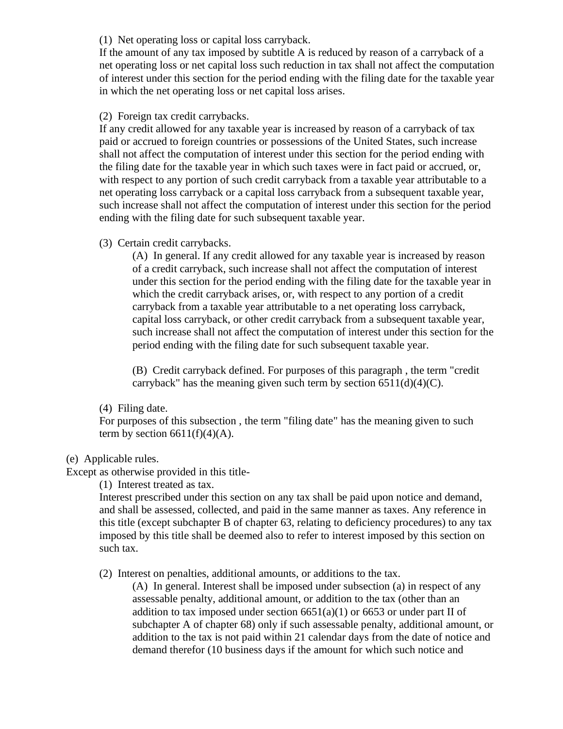(1) Net operating loss or capital loss carryback.

If the amount of any tax imposed by subtitle A is reduced by reason of a carryback of a net operating loss or net capital loss such reduction in tax shall not affect the computation of interest under this section for the period ending with the filing date for the taxable year in which the net operating loss or net capital loss arises.

(2) Foreign tax credit carrybacks.

If any credit allowed for any taxable year is increased by reason of a carryback of tax paid or accrued to foreign countries or possessions of the United States, such increase shall not affect the computation of interest under this section for the period ending with the filing date for the taxable year in which such taxes were in fact paid or accrued, or, with respect to any portion of such credit carryback from a taxable year attributable to a net operating loss carryback or a capital loss carryback from a subsequent taxable year, such increase shall not affect the computation of interest under this section for the period ending with the filing date for such subsequent taxable year.

(3) Certain credit carrybacks.

(A) In general. If any credit allowed for any taxable year is increased by reason of a credit carryback, such increase shall not affect the computation of interest under this section for the period ending with the filing date for the taxable year in which the credit carryback arises, or, with respect to any portion of a credit carryback from a taxable year attributable to a net operating loss carryback, capital loss carryback, or other credit carryback from a subsequent taxable year, such increase shall not affect the computation of interest under this section for the period ending with the filing date for such subsequent taxable year.

(B) Credit carryback defined. For purposes of this paragraph , the term "credit carryback" has the meaning given such term by section 6511(d)(4)(C).

(4) Filing date.

For purposes of this subsection , the term "filing date" has the meaning given to such term by section 6611(f)(4)(A).

(e) Applicable rules.

Except as otherwise provided in this title-

(1) Interest treated as tax.

Interest prescribed under this section on any tax shall be paid upon notice and demand, and shall be assessed, collected, and paid in the same manner as taxes. Any reference in this title (except subchapter B of chapter 63, relating to deficiency procedures) to any tax imposed by this title shall be deemed also to refer to interest imposed by this section on such tax.

(2) Interest on penalties, additional amounts, or additions to the tax.

(A) In general. Interest shall be imposed under subsection (a) in respect of any assessable penalty, additional amount, or addition to the tax (other than an addition to tax imposed under section 6651(a)(1) or 6653 or under part II of subchapter A of chapter 68) only if such assessable penalty, additional amount, or addition to the tax is not paid within 21 calendar days from the date of notice and demand therefor (10 business days if the amount for which such notice and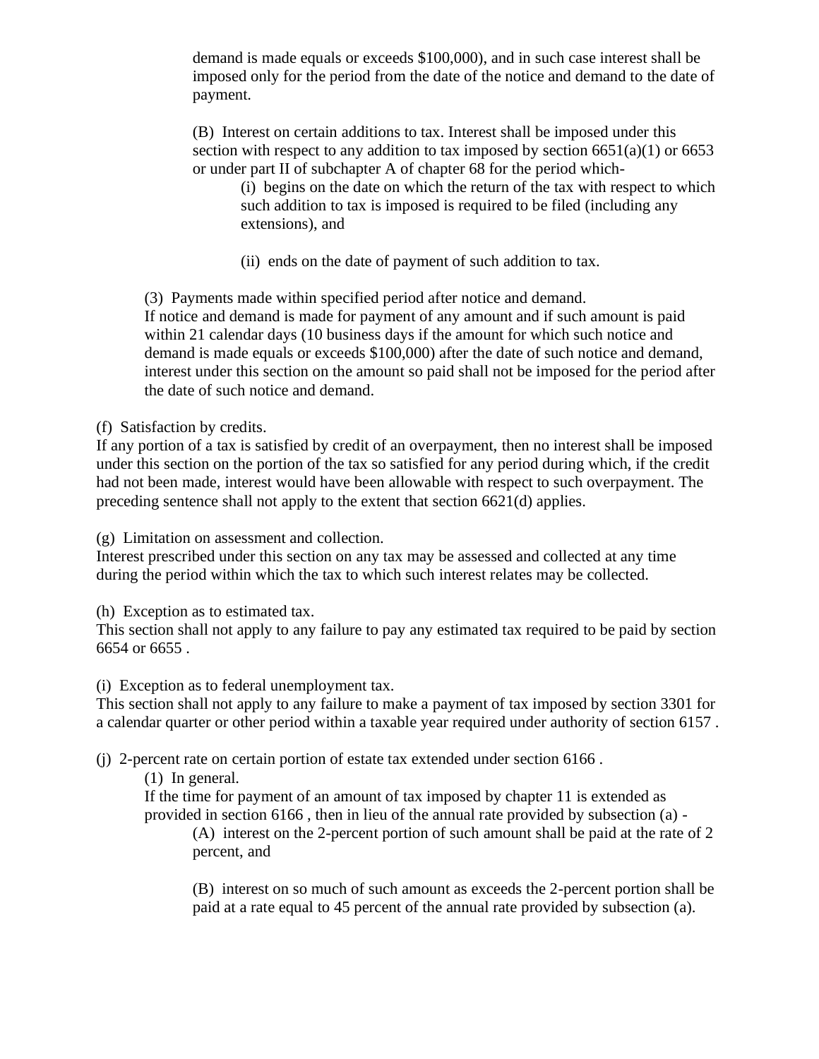demand is made equals or exceeds $100,000), and in such case interest shall be imposed only for the period from the date of the notice and demand to the date of payment.

(B) Interest on certain additions to tax. Interest shall be imposed under this section with respect to any addition to tax imposed by section 6651(a)(1) or 6653 or under part II of subchapter A of chapter 68 for the period which-

(i) begins on the date on which the return of the tax with respect to which such addition to tax is imposed is required to be filed (including any extensions), and

(ii) ends on the date of payment of such addition to tax.

(3) Payments made within specified period after notice and demand.
If notice and demand is made for payment of any amount and if such amount is paid within 21 calendar days (10 business days if the amount for which such notice and demand is made equals or exceeds $100,000) after the date of such notice and demand, interest under this section on the amount so paid shall not be imposed for the period after the date of such notice and demand.

(f) Satisfaction by credits.
If any portion of a tax is satisfied by credit of an overpayment, then no interest shall be imposed under this section on the portion of the tax so satisfied for any period during which, if the credit had not been made, interest would have been allowable with respect to such overpayment. The preceding sentence shall not apply to the extent that section 6621(d) applies.

(g) Limitation on assessment and collection.
Interest prescribed under this section on any tax may be assessed and collected at any time during the period within which the tax to which such interest relates may be collected.

(h) Exception as to estimated tax.
This section shall not apply to any failure to pay any estimated tax required to be paid by section 6654 or 6655 .

(i) Exception as to federal unemployment tax.
This section shall not apply to any failure to make a payment of tax imposed by section 3301 for a calendar quarter or other period within a taxable year required under authority of section 6157 .

(j) 2-percent rate on certain portion of estate tax extended under section 6166 .

(1) In general.
If the time for payment of an amount of tax imposed by chapter 11 is extended as provided in section 6166 , then in lieu of the annual rate provided by subsection (a) -

(A) interest on the 2-percent portion of such amount shall be paid at the rate of 2 percent, and

(B) interest on so much of such amount as exceeds the 2-percent portion shall be paid at a rate equal to 45 percent of the annual rate provided by subsection (a).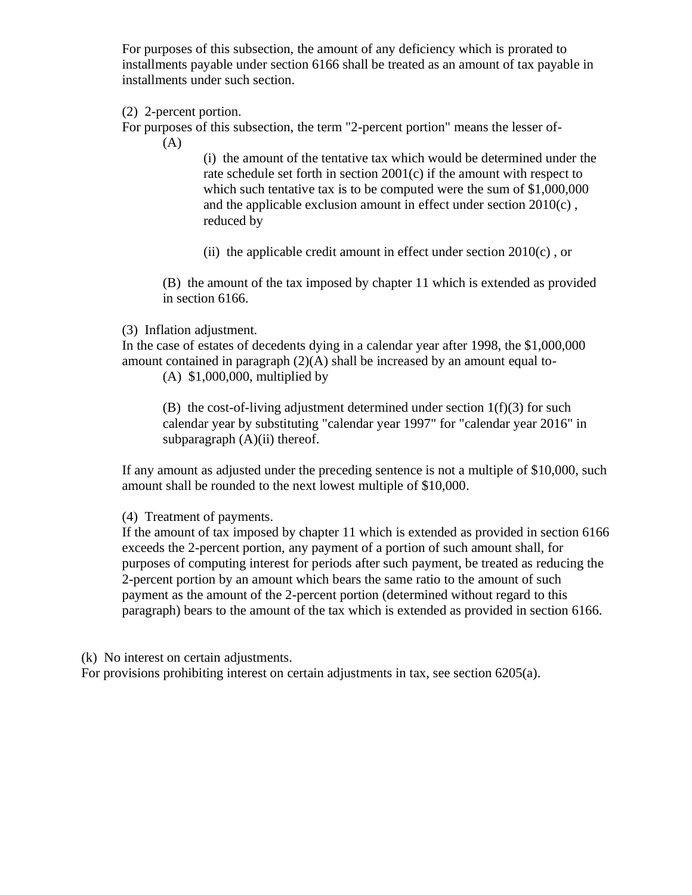For purposes of this subsection, the amount of any deficiency which is prorated to installments payable under section 6166 shall be treated as an amount of tax payable in installments under such section.

(2) 2-percent portion.

For purposes of this subsection, the term "2-percent portion" means the lesser of-

(A)

(i) the amount of the tentative tax which would be determined under the rate schedule set forth in section 2001(c) if the amount with respect to which such tentative tax is to be computed were the sum of $1,000,000 and the applicable exclusion amount in effect under section 2010(c) , reduced by

(ii) the applicable credit amount in effect under section 2010(c) , or

(B) the amount of the tax imposed by chapter 11 which is extended as provided in section 6166.

(3) Inflation adjustment.

In the case of estates of decedents dying in a calendar year after 1998, the $1,000,000 amount contained in paragraph (2)(A) shall be increased by an amount equal to-

(A) $1,000,000, multiplied by

(B) the cost-of-living adjustment determined under section 1(f)(3) for such calendar year by substituting "calendar year 1997" for "calendar year 2016" in subparagraph (A)(ii) thereof.

If any amount as adjusted under the preceding sentence is not a multiple of $10,000, such amount shall be rounded to the next lowest multiple of $10,000.

(4) Treatment of payments.

If the amount of tax imposed by chapter 11 which is extended as provided in section 6166 exceeds the 2-percent portion, any payment of a portion of such amount shall, for purposes of computing interest for periods after such payment, be treated as reducing the 2-percent portion by an amount which bears the same ratio to the amount of such payment as the amount of the 2-percent portion (determined without regard to this paragraph) bears to the amount of the tax which is extended as provided in section 6166.

(k) No interest on certain adjustments.

For provisions prohibiting interest on certain adjustments in tax, see section 6205(a).